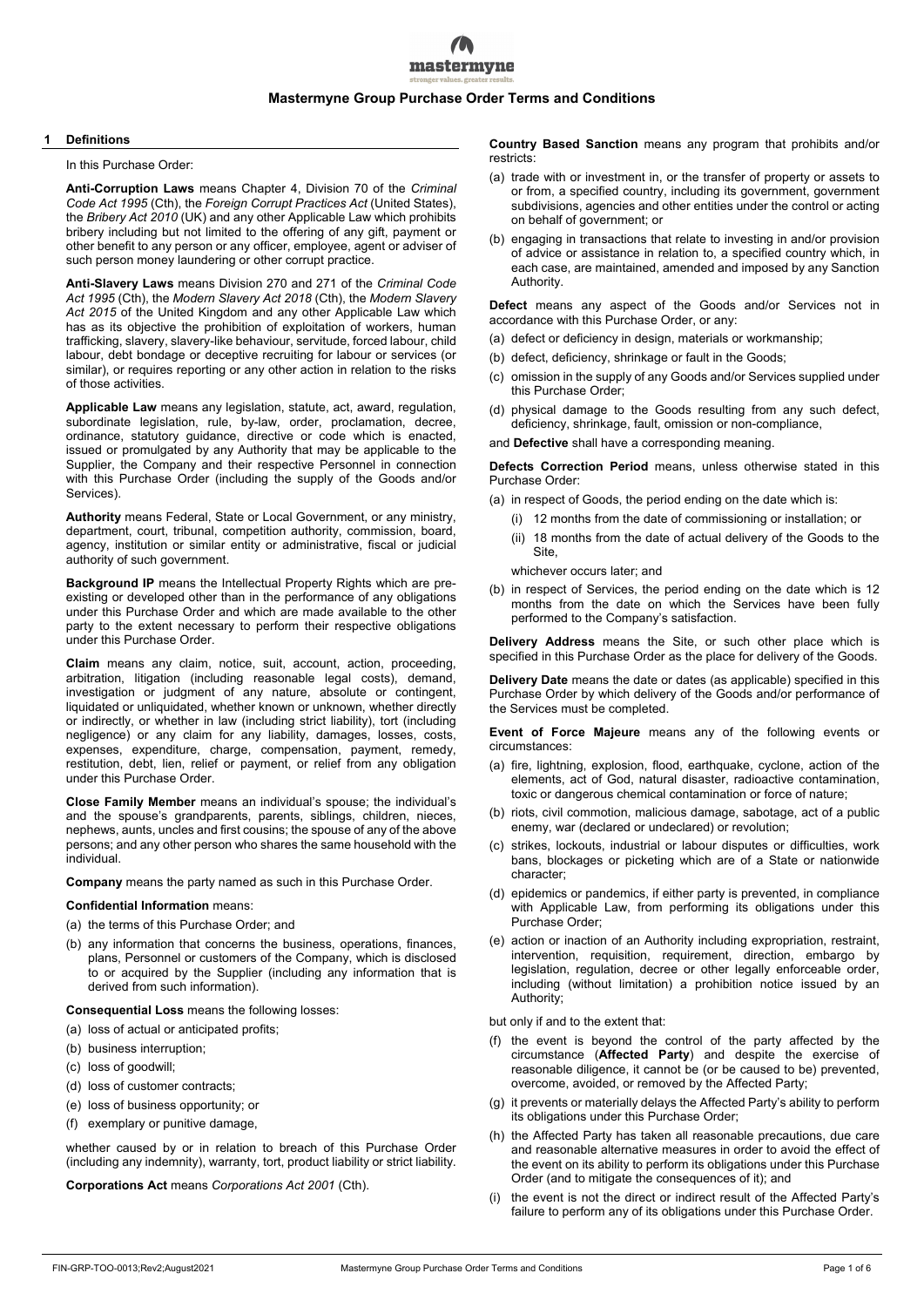# Mastermyne Group Purchase Order Terms and Conditions

## 1 Definitions

In this Purchase Order:

**Anti-Corruption Laws** means Chapter 4, Division 70 of the *Criminal Code Act 1995* (Cth), the *Foreign Corrupt Practices Act* (United States), the *Bribery Act 2010* (UK) and any other Applicable Law which prohibits bribery including but not limited to the offering of any gift, payment or other benefit to any person or any officer, employee, agent or adviser of such person money laundering or other corrupt practice.

**Anti-Slavery Laws** means Division 270 and 271 of the *Criminal Code Act 1995* (Cth), the *Modern Slavery Act 2018* (Cth), the *Modern Slavery Act 2015* of the United Kingdom and any other Applicable Law which has as its objective the prohibition of exploitation of workers, human trafficking, slavery, slavery-like behaviour, servitude, forced labour, child labour, debt bondage or deceptive recruiting for labour or services (or similar), or requires reporting or any other action in relation to the risks of those activities.

**Applicable Law** means any legislation, statute, act, award, regulation, subordinate legislation, rule, by-law, order, proclamation, decree, ordinance, statutory guidance, directive or code which is enacted, issued or promulgated by any Authority that may be applicable to the Supplier, the Company and their respective Personnel in connection with this Purchase Order (including the supply of the Goods and/or Services).

**Authority** means Federal, State or Local Government, or any ministry, department, court, tribunal, competition authority, commission, board, agency, institution or similar entity or administrative, fiscal or judicial authority of such government.

**Background IP** means the Intellectual Property Rights which are pre-existing or developed other than in the performance of any obligations under this Purchase Order and which are made available to the other party to the extent necessary to perform their respective obligations under this Purchase Order.

**Claim** means any claim, notice, suit, account, action, proceeding, arbitration, litigation (including reasonable legal costs), demand, investigation or judgment of any nature, absolute or contingent, liquidated or unliquidated, whether known or unknown, whether directly or indirectly, or whether in law (including strict liability), tort (including negligence) or any claim for any liability, damages, losses, costs, expenses, expenditure, charge, compensation, payment, remedy, restitution, debt, lien, relief or payment, or relief from any obligation under this Purchase Order.

**Close Family Member** means an individual's spouse; the individual's and the spouse's grandparents, parents, siblings, children, nieces, nephews, aunts, uncles and first cousins; the spouse of any of the above persons; and any other person who shares the same household with the individual.

**Company** means the party named as such in this Purchase Order.

**Confidential Information** means:

(a) the terms of this Purchase Order; and

(b) any information that concerns the business, operations, finances, plans, Personnel or customers of the Company, which is disclosed to or acquired by the Supplier (including any information that is derived from such information).

**Consequential Loss** means the following losses:

(a) loss of actual or anticipated profits;

(b) business interruption;

(c) loss of goodwill;

(d) loss of customer contracts;

(e) loss of business opportunity; or

(f) exemplary or punitive damage,

whether caused by or in relation to breach of this Purchase Order (including any indemnity), warranty, tort, product liability or strict liability.

**Corporations Act** means *Corporations Act 2001* (Cth).

**Country Based Sanction** means any program that prohibits and/or restricts:

(a) trade with or investment in, or the transfer of property or assets to or from, a specified country, including its government, government subdivisions, agencies and other entities under the control or acting on behalf of government; or

(b) engaging in transactions that relate to investing in and/or provision of advice or assistance in relation to, a specified country which, in each case, are maintained, amended and imposed by any Sanction Authority.

**Defect** means any aspect of the Goods and/or Services not in accordance with this Purchase Order, or any:

(a) defect or deficiency in design, materials or workmanship;

(b) defect, deficiency, shrinkage or fault in the Goods;

(c) omission in the supply of any Goods and/or Services supplied under this Purchase Order;

(d) physical damage to the Goods resulting from any such defect, deficiency, shrinkage, fault, omission or non-compliance,

and **Defective** shall have a corresponding meaning.

**Defects Correction Period** means, unless otherwise stated in this Purchase Order:

(a) in respect of Goods, the period ending on the date which is:

  (i) 12 months from the date of commissioning or installation; or

  (ii) 18 months from the date of actual delivery of the Goods to the Site,

  whichever occurs later; and

(b) in respect of Services, the period ending on the date which is 12 months from the date on which the Services have been fully performed to the Company's satisfaction.

**Delivery Address** means the Site, or such other place which is specified in this Purchase Order as the place for delivery of the Goods.

**Delivery Date** means the date or dates (as applicable) specified in this Purchase Order by which delivery of the Goods and/or performance of the Services must be completed.

**Event of Force Majeure** means any of the following events or circumstances:

(a) fire, lightning, explosion, flood, earthquake, cyclone, action of the elements, act of God, natural disaster, radioactive contamination, toxic or dangerous chemical contamination or force of nature;

(b) riots, civil commotion, malicious damage, sabotage, act of a public enemy, war (declared or undeclared) or revolution;

(c) strikes, lockouts, industrial or labour disputes or difficulties, work bans, blockages or picketing which are of a State or nationwide character;

(d) epidemics or pandemics, if either party is prevented, in compliance with Applicable Law, from performing its obligations under this Purchase Order;

(e) action or inaction of an Authority including expropriation, restraint, intervention, requisition, requirement, direction, embargo by legislation, regulation, decree or other legally enforceable order, including (without limitation) a prohibition notice issued by an Authority;

but only if and to the extent that:

(f) the event is beyond the control of the party affected by the circumstance (**Affected Party**) and despite the exercise of reasonable diligence, it cannot be (or be caused to be) prevented, overcome, avoided, or removed by the Affected Party;

(g) it prevents or materially delays the Affected Party's ability to perform its obligations under this Purchase Order;

(h) the Affected Party has taken all reasonable precautions, due care and reasonable alternative measures in order to avoid the effect of the event on its ability to perform its obligations under this Purchase Order (and to mitigate the consequences of it); and

(i) the event is not the direct or indirect result of the Affected Party's failure to perform any of its obligations under this Purchase Order.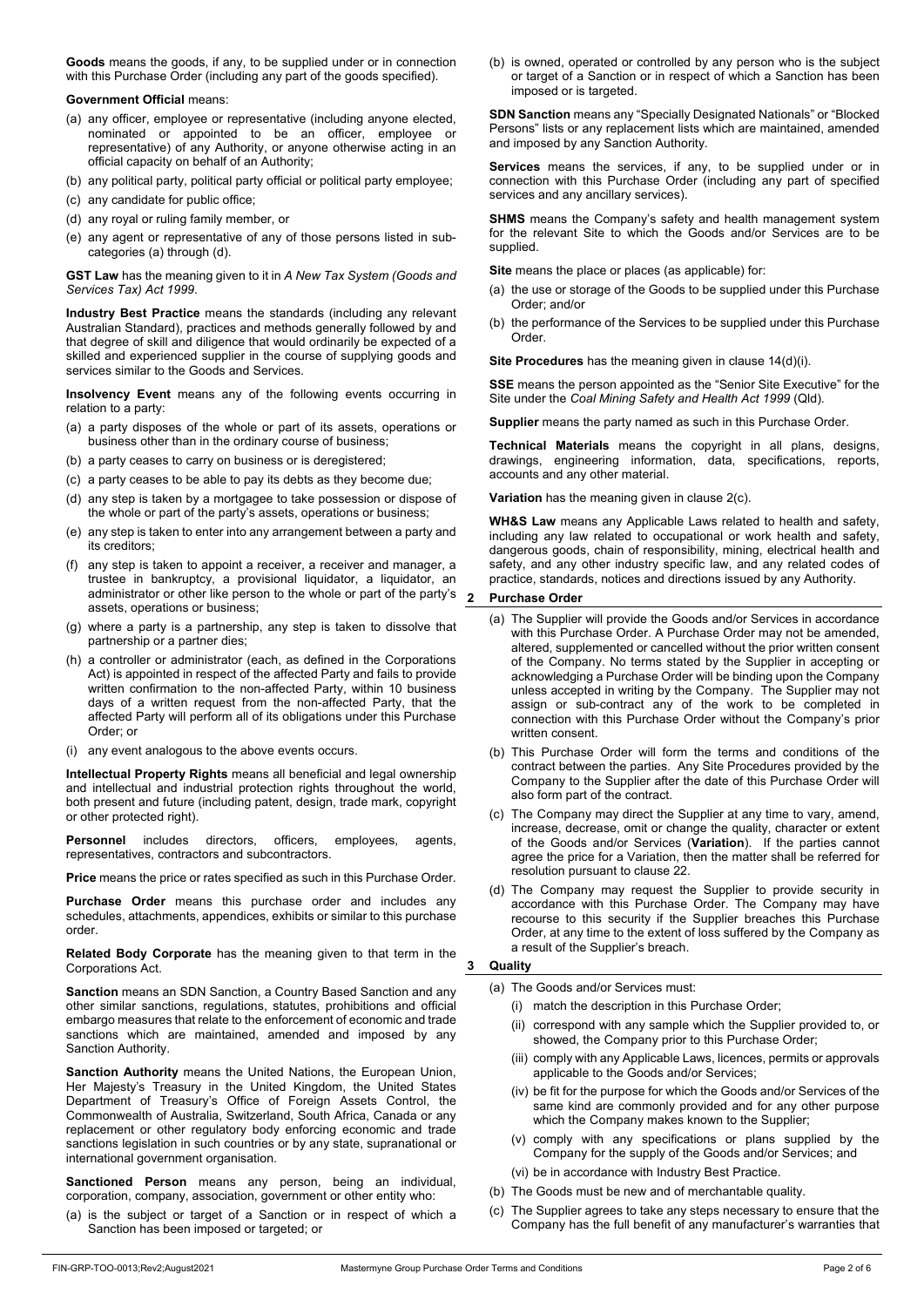**Goods** means the goods, if any, to be supplied under or in connection with this Purchase Order (including any part of the goods specified).

**Government Official** means:

(a) any officer, employee or representative (including anyone elected, nominated or appointed to be an officer, employee or representative) of any Authority, or anyone otherwise acting in an official capacity on behalf of an Authority;

(b) any political party, political party official or political party employee;

(c) any candidate for public office;

(d) any royal or ruling family member, or

(e) any agent or representative of any of those persons listed in sub-categories (a) through (d).

**GST Law** has the meaning given to it in *A New Tax System (Goods and Services Tax) Act 1999*.

**Industry Best Practice** means the standards (including any relevant Australian Standard), practices and methods generally followed by and that degree of skill and diligence that would ordinarily be expected of a skilled and experienced supplier in the course of supplying goods and services similar to the Goods and Services.

**Insolvency Event** means any of the following events occurring in relation to a party:

(a) a party disposes of the whole or part of its assets, operations or business other than in the ordinary course of business;

(b) a party ceases to carry on business or is deregistered;

(c) a party ceases to be able to pay its debts as they become due;

(d) any step is taken by a mortgagee to take possession or dispose of the whole or part of the party's assets, operations or business;

(e) any step is taken to enter into any arrangement between a party and its creditors;

(f) any step is taken to appoint a receiver, a receiver and manager, a trustee in bankruptcy, a provisional liquidator, a liquidator, an administrator or other like person to the whole or part of the party's assets, operations or business;

(g) where a party is a partnership, any step is taken to dissolve that partnership or a partner dies;

(h) a controller or administrator (each, as defined in the Corporations Act) is appointed in respect of the affected Party and fails to provide written confirmation to the non-affected Party, within 10 business days of a written request from the non-affected Party, that the affected Party will perform all of its obligations under this Purchase Order; or

(i) any event analogous to the above events occurs.

**Intellectual Property Rights** means all beneficial and legal ownership and intellectual and industrial protection rights throughout the world, both present and future (including patent, design, trade mark, copyright or other protected right).

**Personnel** includes directors, officers, employees, agents, representatives, contractors and subcontractors.

**Price** means the price or rates specified as such in this Purchase Order.

**Purchase Order** means this purchase order and includes any schedules, attachments, appendices, exhibits or similar to this purchase order.

**Related Body Corporate** has the meaning given to that term in the Corporations Act.

**Sanction** means an SDN Sanction, a Country Based Sanction and any other similar sanctions, regulations, statutes, prohibitions and official embargo measures that relate to the enforcement of economic and trade sanctions which are maintained, amended and imposed by any Sanction Authority.

**Sanction Authority** means the United Nations, the European Union, Her Majesty's Treasury in the United Kingdom, the United States Department of Treasury's Office of Foreign Assets Control, the Commonwealth of Australia, Switzerland, South Africa, Canada or any replacement or other regulatory body enforcing economic and trade sanctions legislation in such countries or by any state, supranational or international government organisation.

**Sanctioned Person** means any person, being an individual, corporation, company, association, government or other entity who:

(a) is the subject or target of a Sanction or in respect of which a Sanction has been imposed or targeted; or

(b) is owned, operated or controlled by any person who is the subject or target of a Sanction or in respect of which a Sanction has been imposed or is targeted.

**SDN Sanction** means any "Specially Designated Nationals" or "Blocked Persons" lists or any replacement lists which are maintained, amended and imposed by any Sanction Authority.

**Services** means the services, if any, to be supplied under or in connection with this Purchase Order (including any part of specified services and any ancillary services).

**SHMS** means the Company's safety and health management system for the relevant Site to which the Goods and/or Services are to be supplied.

**Site** means the place or places (as applicable) for:

(a) the use or storage of the Goods to be supplied under this Purchase Order; and/or

(b) the performance of the Services to be supplied under this Purchase Order.

**Site Procedures** has the meaning given in clause 14(d)(i).

**SSE** means the person appointed as the "Senior Site Executive" for the Site under the *Coal Mining Safety and Health Act 1999* (Qld).

**Supplier** means the party named as such in this Purchase Order.

**Technical Materials** means the copyright in all plans, designs, drawings, engineering information, data, specifications, reports, accounts and any other material.

**Variation** has the meaning given in clause 2(c).

**WH&S Law** means any Applicable Laws related to health and safety, including any law related to occupational or work health and safety, dangerous goods, chain of responsibility, mining, electrical health and safety, and any other industry specific law, and any related codes of practice, standards, notices and directions issued by any Authority.

## 2 Purchase Order

(a) The Supplier will provide the Goods and/or Services in accordance with this Purchase Order. A Purchase Order may not be amended, altered, supplemented or cancelled without the prior written consent of the Company. No terms stated by the Supplier in accepting or acknowledging a Purchase Order will be binding upon the Company unless accepted in writing by the Company. The Supplier may not assign or sub-contract any of the work to be completed in connection with this Purchase Order without the Company's prior written consent.

(b) This Purchase Order will form the terms and conditions of the contract between the parties. Any Site Procedures provided by the Company to the Supplier after the date of this Purchase Order will also form part of the contract.

(c) The Company may direct the Supplier at any time to vary, amend, increase, decrease, omit or change the quality, character or extent of the Goods and/or Services (**Variation**). If the parties cannot agree the price for a Variation, then the matter shall be referred for resolution pursuant to clause 22.

(d) The Company may request the Supplier to provide security in accordance with this Purchase Order. The Company may have recourse to this security if the Supplier breaches this Purchase Order, at any time to the extent of loss suffered by the Company as a result of the Supplier's breach.

## 3 Quality

(a) The Goods and/or Services must:

(i) match the description in this Purchase Order;

(ii) correspond with any sample which the Supplier provided to, or showed, the Company prior to this Purchase Order;

(iii) comply with any Applicable Laws, licences, permits or approvals applicable to the Goods and/or Services;

(iv) be fit for the purpose for which the Goods and/or Services of the same kind are commonly provided and for any other purpose which the Company makes known to the Supplier;

(v) comply with any specifications or plans supplied by the Company for the supply of the Goods and/or Services; and

(vi) be in accordance with Industry Best Practice.

(b) The Goods must be new and of merchantable quality.

(c) The Supplier agrees to take any steps necessary to ensure that the Company has the full benefit of any manufacturer's warranties that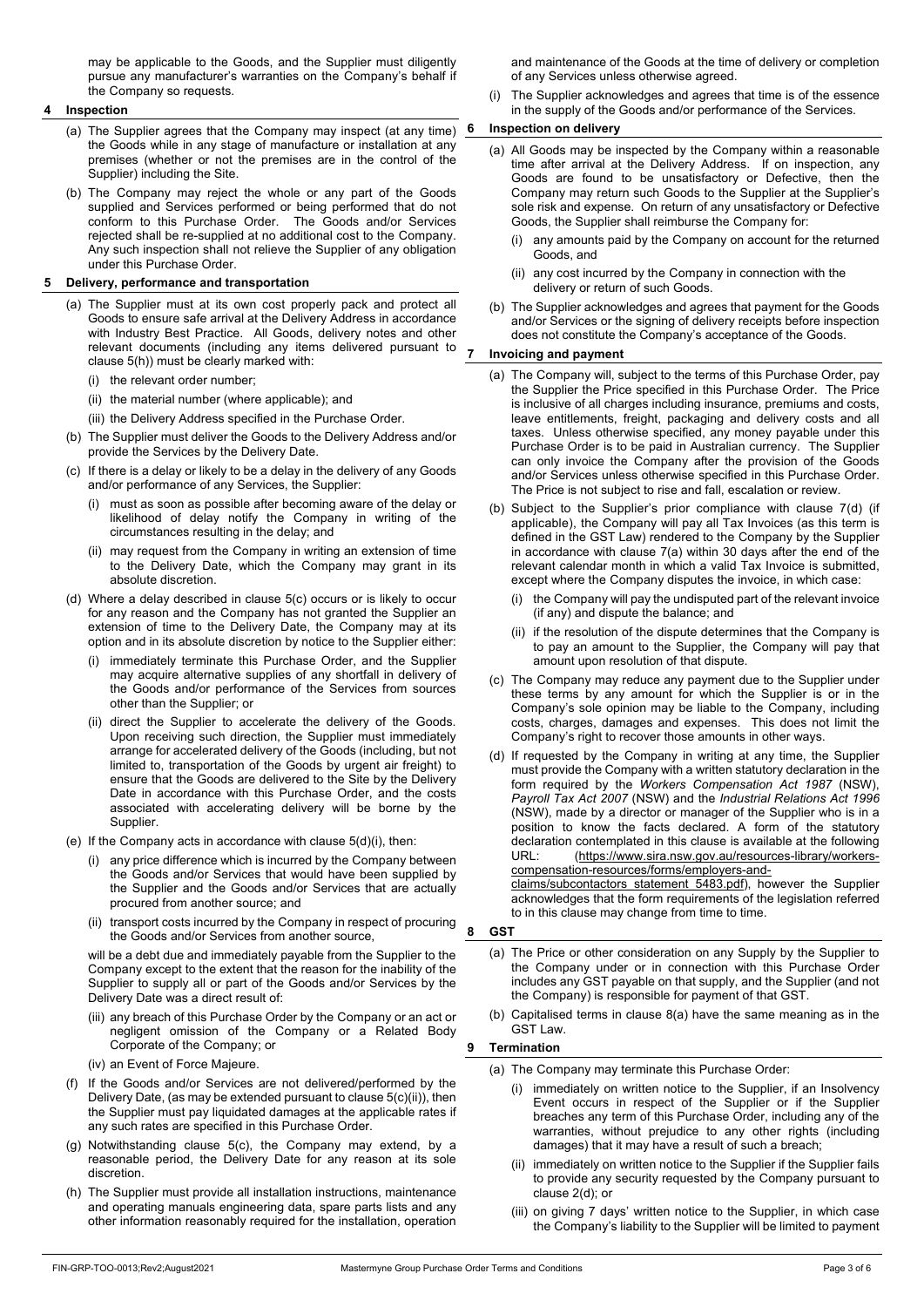may be applicable to the Goods, and the Supplier must diligently pursue any manufacturer's warranties on the Company's behalf if the Company so requests.

## 4 Inspection

(a) The Supplier agrees that the Company may inspect (at any time) the Goods while in any stage of manufacture or installation at any premises (whether or not the premises are in the control of the Supplier) including the Site.

(b) The Company may reject the whole or any part of the Goods supplied and Services performed or being performed that do not conform to this Purchase Order. The Goods and/or Services rejected shall be re-supplied at no additional cost to the Company. Any such inspection shall not relieve the Supplier of any obligation under this Purchase Order.

## 5 Delivery, performance and transportation

(a) The Supplier must at its own cost properly pack and protect all Goods to ensure safe arrival at the Delivery Address in accordance with Industry Best Practice. All Goods, delivery notes and other relevant documents (including any items delivered pursuant to clause 5(h)) must be clearly marked with:

(i) the relevant order number;

(ii) the material number (where applicable); and

(iii) the Delivery Address specified in the Purchase Order.

(b) The Supplier must deliver the Goods to the Delivery Address and/or provide the Services by the Delivery Date.

(c) If there is a delay or likely to be a delay in the delivery of any Goods and/or performance of any Services, the Supplier:

(i) must as soon as possible after becoming aware of the delay or likelihood of delay notify the Company in writing of the circumstances resulting in the delay; and

(ii) may request from the Company in writing an extension of time to the Delivery Date, which the Company may grant in its absolute discretion.

(d) Where a delay described in clause 5(c) occurs or is likely to occur for any reason and the Company has not granted the Supplier an extension of time to the Delivery Date, the Company may at its option and in its absolute discretion by notice to the Supplier either:

(i) immediately terminate this Purchase Order, and the Supplier may acquire alternative supplies of any shortfall in delivery of the Goods and/or performance of the Services from sources other than the Supplier; or

(ii) direct the Supplier to accelerate the delivery of the Goods. Upon receiving such direction, the Supplier must immediately arrange for accelerated delivery of the Goods (including, but not limited to, transportation of the Goods by urgent air freight) to ensure that the Goods are delivered to the Site by the Delivery Date in accordance with this Purchase Order, and the costs associated with accelerating delivery will be borne by the Supplier.

(e) If the Company acts in accordance with clause 5(d)(i), then:

(i) any price difference which is incurred by the Company between the Goods and/or Services that would have been supplied by the Supplier and the Goods and/or Services that are actually procured from another source; and

(ii) transport costs incurred by the Company in respect of procuring the Goods and/or Services from another source,

will be a debt due and immediately payable from the Supplier to the Company except to the extent that the reason for the inability of the Supplier to supply all or part of the Goods and/or Services by the Delivery Date was a direct result of:

(iii) any breach of this Purchase Order by the Company or an act or negligent omission of the Company or a Related Body Corporate of the Company; or

(iv) an Event of Force Majeure.

(f) If the Goods and/or Services are not delivered/performed by the Delivery Date, (as may be extended pursuant to clause 5(c)(ii)), then the Supplier must pay liquidated damages at the applicable rates if any such rates are specified in this Purchase Order.

(g) Notwithstanding clause 5(c), the Company may extend, by a reasonable period, the Delivery Date for any reason at its sole discretion.

(h) The Supplier must provide all installation instructions, maintenance and operating manuals engineering data, spare parts lists and any other information reasonably required for the installation, operation and maintenance of the Goods at the time of delivery or completion of any Services unless otherwise agreed.

(i) The Supplier acknowledges and agrees that time is of the essence in the supply of the Goods and/or performance of the Services.

## 6 Inspection on delivery

(a) All Goods may be inspected by the Company within a reasonable time after arrival at the Delivery Address. If on inspection, any Goods are found to be unsatisfactory or Defective, then the Company may return such Goods to the Supplier at the Supplier's sole risk and expense. On return of any unsatisfactory or Defective Goods, the Supplier shall reimburse the Company for:

(i) any amounts paid by the Company on account for the returned Goods, and

(ii) any cost incurred by the Company in connection with the delivery or return of such Goods.

(b) The Supplier acknowledges and agrees that payment for the Goods and/or Services or the signing of delivery receipts before inspection does not constitute the Company's acceptance of the Goods.

## 7 Invoicing and payment

(a) The Company will, subject to the terms of this Purchase Order, pay the Supplier the Price specified in this Purchase Order. The Price is inclusive of all charges including insurance, premiums and costs, leave entitlements, freight, packaging and delivery costs and all taxes. Unless otherwise specified, any money payable under this Purchase Order is to be paid in Australian currency. The Supplier can only invoice the Company after the provision of the Goods and/or Services unless otherwise specified in this Purchase Order. The Price is not subject to rise and fall, escalation or review.

(b) Subject to the Supplier's prior compliance with clause 7(d) (if applicable), the Company will pay all Tax Invoices (as this term is defined in the GST Law) rendered to the Company by the Supplier in accordance with clause 7(a) within 30 days after the end of the relevant calendar month in which a valid Tax Invoice is submitted, except where the Company disputes the invoice, in which case:

(i) the Company will pay the undisputed part of the relevant invoice (if any) and dispute the balance; and

(ii) if the resolution of the dispute determines that the Company is to pay an amount to the Supplier, the Company will pay that amount upon resolution of that dispute.

(c) The Company may reduce any payment due to the Supplier under these terms by any amount for which the Supplier is or in the Company's sole opinion may be liable to the Company, including costs, charges, damages and expenses. This does not limit the Company's right to recover those amounts in other ways.

(d) If requested by the Company in writing at any time, the Supplier must provide the Company with a written statutory declaration in the form required by the *Workers Compensation Act 1987* (NSW), *Payroll Tax Act 2007* (NSW) and the *Industrial Relations Act 1996* (NSW), made by a director or manager of the Supplier who is in a position to know the facts declared. A form of the statutory declaration contemplated in this clause is available at the following URL: (https://www.sira.nsw.gov.au/resources-library/workers-compensation-resources/forms/employers-and-claims/subcontactors_statement_5483.pdf), however the Supplier acknowledges that the form requirements of the legislation referred to in this clause may change from time to time.

## 8 GST

(a) The Price or other consideration on any Supply by the Supplier to the Company under or in connection with this Purchase Order includes any GST payable on that supply, and the Supplier (and not the Company) is responsible for payment of that GST.

(b) Capitalised terms in clause 8(a) have the same meaning as in the GST Law.

## 9 Termination

(a) The Company may terminate this Purchase Order:

(i) immediately on written notice to the Supplier, if an Insolvency Event occurs in respect of the Supplier or if the Supplier breaches any term of this Purchase Order, including any of the warranties, without prejudice to any other rights (including damages) that it may have a result of such a breach;

(ii) immediately on written notice to the Supplier if the Supplier fails to provide any security requested by the Company pursuant to clause 2(d); or

(iii) on giving 7 days' written notice to the Supplier, in which case the Company's liability to the Supplier will be limited to payment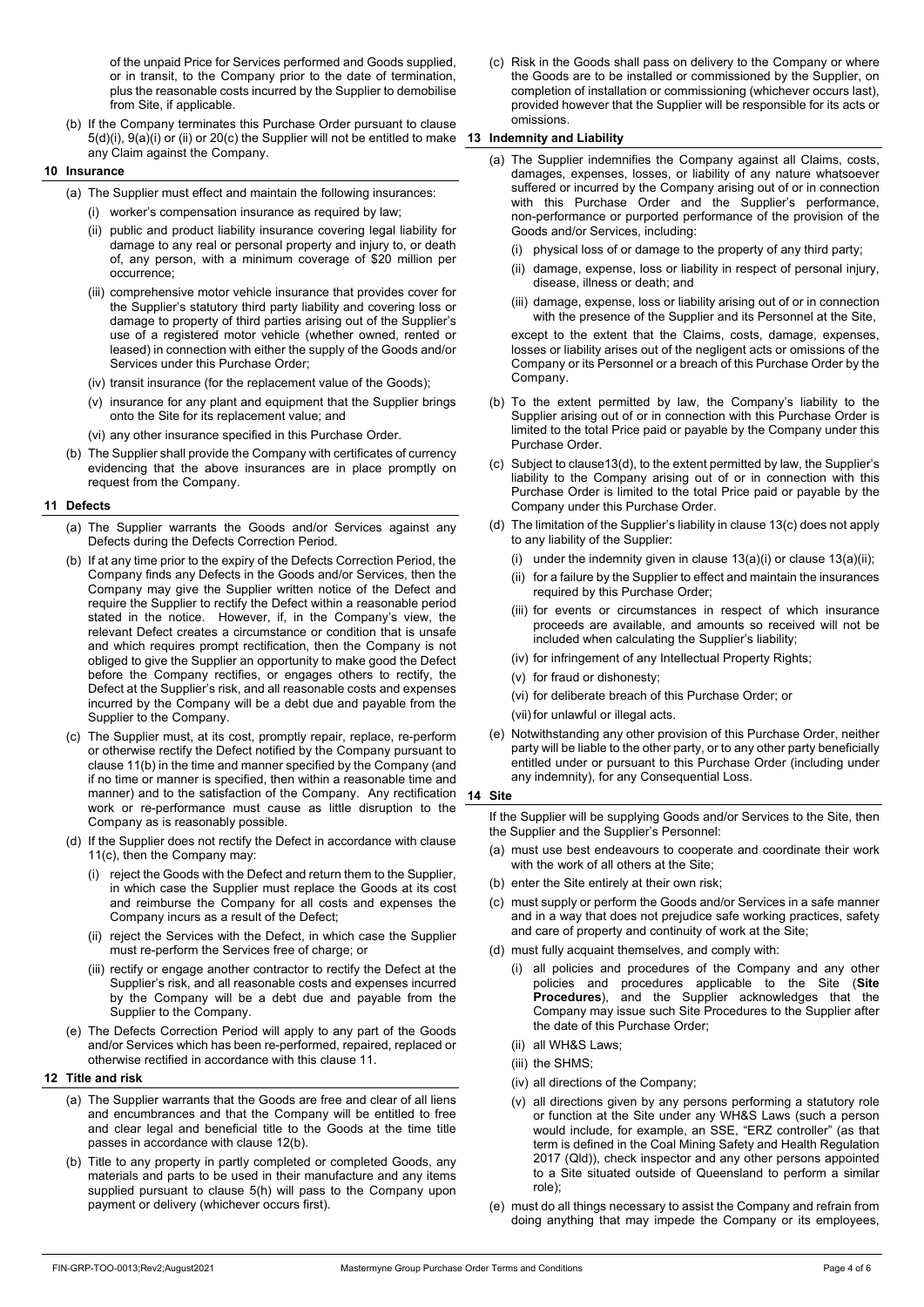of the unpaid Price for Services performed and Goods supplied, or in transit, to the Company prior to the date of termination, plus the reasonable costs incurred by the Supplier to demobilise from Site, if applicable.

(b) If the Company terminates this Purchase Order pursuant to clause 5(d)(i), 9(a)(i) or (ii) or 20(c) the Supplier will not be entitled to make any Claim against the Company.

## 10 Insurance

(a) The Supplier must effect and maintain the following insurances:

(i) worker's compensation insurance as required by law;

(ii) public and product liability insurance covering legal liability for damage to any real or personal property and injury to, or death of, any person, with a minimum coverage of $20 million per occurrence;

(iii) comprehensive motor vehicle insurance that provides cover for the Supplier's statutory third party liability and covering loss or damage to property of third parties arising out of the Supplier's use of a registered motor vehicle (whether owned, rented or leased) in connection with either the supply of the Goods and/or Services under this Purchase Order;

(iv) transit insurance (for the replacement value of the Goods);

(v) insurance for any plant and equipment that the Supplier brings onto the Site for its replacement value; and

(vi) any other insurance specified in this Purchase Order.

(b) The Supplier shall provide the Company with certificates of currency evidencing that the above insurances are in place promptly on request from the Company.

## 11 Defects

(a) The Supplier warrants the Goods and/or Services against any Defects during the Defects Correction Period.

(b) If at any time prior to the expiry of the Defects Correction Period, the Company finds any Defects in the Goods and/or Services, then the Company may give the Supplier written notice of the Defect and require the Supplier to rectify the Defect within a reasonable period stated in the notice. However, if, in the Company's view, the relevant Defect creates a circumstance or condition that is unsafe and which requires prompt rectification, then the Company is not obliged to give the Supplier an opportunity to make good the Defect before the Company rectifies, or engages others to rectify, the Defect at the Supplier's risk, and all reasonable costs and expenses incurred by the Company will be a debt due and payable from the Supplier to the Company.

(c) The Supplier must, at its cost, promptly repair, replace, re-perform or otherwise rectify the Defect notified by the Company pursuant to clause 11(b) in the time and manner specified by the Company (and if no time or manner is specified, then within a reasonable time and manner) and to the satisfaction of the Company. Any rectification work or re-performance must cause as little disruption to the Company as is reasonably possible.

(d) If the Supplier does not rectify the Defect in accordance with clause 11(c), then the Company may:

(i) reject the Goods with the Defect and return them to the Supplier, in which case the Supplier must replace the Goods at its cost and reimburse the Company for all costs and expenses the Company incurs as a result of the Defect;

(ii) reject the Services with the Defect, in which case the Supplier must re-perform the Services free of charge; or

(iii) rectify or engage another contractor to rectify the Defect at the Supplier's risk, and all reasonable costs and expenses incurred by the Company will be a debt due and payable from the Supplier to the Company.

(e) The Defects Correction Period will apply to any part of the Goods and/or Services which has been re-performed, repaired, replaced or otherwise rectified in accordance with this clause 11.

## 12 Title and risk

(a) The Supplier warrants that the Goods are free and clear of all liens and encumbrances and that the Company will be entitled to free and clear legal and beneficial title to the Goods at the time title passes in accordance with clause 12(b).

(b) Title to any property in partly completed or completed Goods, any materials and parts to be used in their manufacture and any items supplied pursuant to clause 5(h) will pass to the Company upon payment or delivery (whichever occurs first).

(c) Risk in the Goods shall pass on delivery to the Company or where the Goods are to be installed or commissioned by the Supplier, on completion of installation or commissioning (whichever occurs last), provided however that the Supplier will be responsible for its acts or omissions.

## 13 Indemnity and Liability

(a) The Supplier indemnifies the Company against all Claims, costs, damages, expenses, losses, or liability of any nature whatsoever suffered or incurred by the Company arising out of or in connection with this Purchase Order and the Supplier's performance, non-performance or purported performance of the provision of the Goods and/or Services, including:

(i) physical loss of or damage to the property of any third party;

(ii) damage, expense, loss or liability in respect of personal injury, disease, illness or death; and

(iii) damage, expense, loss or liability arising out of or in connection with the presence of the Supplier and its Personnel at the Site,

except to the extent that the Claims, costs, damage, expenses, losses or liability arises out of the negligent acts or omissions of the Company or its Personnel or a breach of this Purchase Order by the Company.

(b) To the extent permitted by law, the Company's liability to the Supplier arising out of or in connection with this Purchase Order is limited to the total Price paid or payable by the Company under this Purchase Order.

(c) Subject to clause13(d), to the extent permitted by law, the Supplier's liability to the Company arising out of or in connection with this Purchase Order is limited to the total Price paid or payable by the Company under this Purchase Order.

(d) The limitation of the Supplier's liability in clause 13(c) does not apply to any liability of the Supplier:

(i) under the indemnity given in clause 13(a)(i) or clause 13(a)(ii);

(ii) for a failure by the Supplier to effect and maintain the insurances required by this Purchase Order;

(iii) for events or circumstances in respect of which insurance proceeds are available, and amounts so received will not be included when calculating the Supplier's liability;

(iv) for infringement of any Intellectual Property Rights;

(v) for fraud or dishonesty;

(vi) for deliberate breach of this Purchase Order; or

(vii) for unlawful or illegal acts.

(e) Notwithstanding any other provision of this Purchase Order, neither party will be liable to the other party, or to any other party beneficially entitled under or pursuant to this Purchase Order (including under any indemnity), for any Consequential Loss.

## 14 Site

If the Supplier will be supplying Goods and/or Services to the Site, then the Supplier and the Supplier's Personnel:

(a) must use best endeavours to cooperate and coordinate their work with the work of all others at the Site;

(b) enter the Site entirely at their own risk;

(c) must supply or perform the Goods and/or Services in a safe manner and in a way that does not prejudice safe working practices, safety and care of property and continuity of work at the Site;

(d) must fully acquaint themselves, and comply with:

(i) all policies and procedures of the Company and any other policies and procedures applicable to the Site (**Site Procedures**), and the Supplier acknowledges that the Company may issue such Site Procedures to the Supplier after the date of this Purchase Order;

(ii) all WH&S Laws;

(iii) the SHMS;

(iv) all directions of the Company;

(v) all directions given by any persons performing a statutory role or function at the Site under any WH&S Laws (such a person would include, for example, an SSE, "ERZ controller" (as that term is defined in the Coal Mining Safety and Health Regulation 2017 (Qld)), check inspector and any other persons appointed to a Site situated outside of Queensland to perform a similar role);

(e) must do all things necessary to assist the Company and refrain from doing anything that may impede the Company or its employees,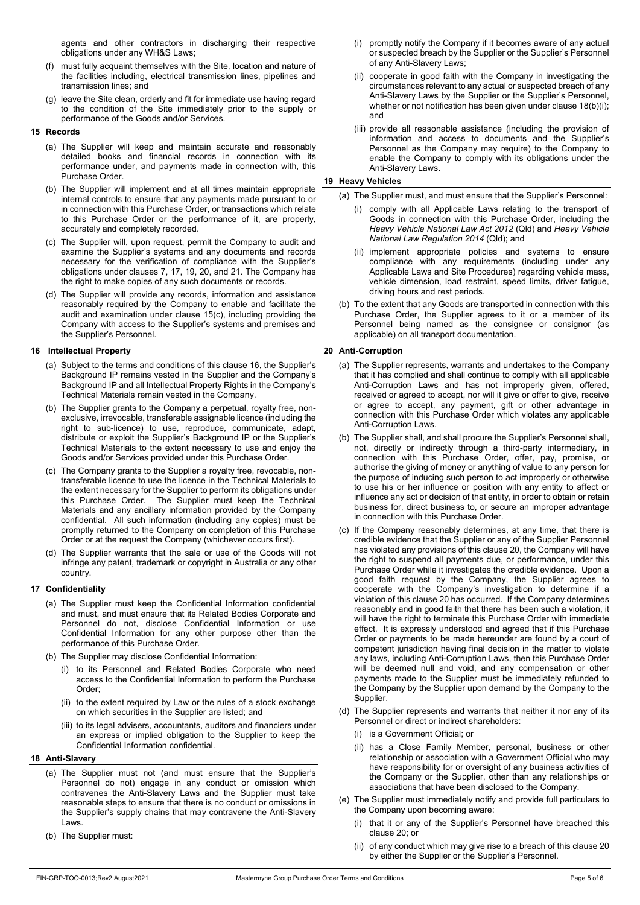agents and other contractors in discharging their respective obligations under any WH&S Laws;

(f) must fully acquaint themselves with the Site, location and nature of the facilities including, electrical transmission lines, pipelines and transmission lines; and

(g) leave the Site clean, orderly and fit for immediate use having regard to the condition of the Site immediately prior to the supply or performance of the Goods and/or Services.

## 15 Records

(a) The Supplier will keep and maintain accurate and reasonably detailed books and financial records in connection with its performance under, and payments made in connection with, this Purchase Order.

(b) The Supplier will implement and at all times maintain appropriate internal controls to ensure that any payments made pursuant to or in connection with this Purchase Order, or transactions which relate to this Purchase Order or the performance of it, are properly, accurately and completely recorded.

(c) The Supplier will, upon request, permit the Company to audit and examine the Supplier's systems and any documents and records necessary for the verification of compliance with the Supplier's obligations under clauses 7, 17, 19, 20, and 21. The Company has the right to make copies of any such documents or records.

(d) The Supplier will provide any records, information and assistance reasonably required by the Company to enable and facilitate the audit and examination under clause 15(c), including providing the Company with access to the Supplier's systems and premises and the Supplier's Personnel.

## 16 Intellectual Property

(a) Subject to the terms and conditions of this clause 16, the Supplier's Background IP remains vested in the Supplier and the Company's Background IP and all Intellectual Property Rights in the Company's Technical Materials remain vested in the Company.

(b) The Supplier grants to the Company a perpetual, royalty free, non-exclusive, irrevocable, transferable assignable licence (including the right to sub-licence) to use, reproduce, communicate, adapt, distribute or exploit the Supplier's Background IP or the Supplier's Technical Materials to the extent necessary to use and enjoy the Goods and/or Services provided under this Purchase Order.

(c) The Company grants to the Supplier a royalty free, revocable, non-transferable licence to use the licence in the Technical Materials to the extent necessary for the Supplier to perform its obligations under this Purchase Order. The Supplier must keep the Technical Materials and any ancillary information provided by the Company confidential. All such information (including any copies) must be promptly returned to the Company on completion of this Purchase Order or at the request the Company (whichever occurs first).

(d) The Supplier warrants that the sale or use of the Goods will not infringe any patent, trademark or copyright in Australia or any other country.

## 17 Confidentiality

(a) The Supplier must keep the Confidential Information confidential and must, and must ensure that its Related Bodies Corporate and Personnel do not, disclose Confidential Information or use Confidential Information for any other purpose other than the performance of this Purchase Order.

(b) The Supplier may disclose Confidential Information:

(i) to its Personnel and Related Bodies Corporate who need access to the Confidential Information to perform the Purchase Order;

(ii) to the extent required by Law or the rules of a stock exchange on which securities in the Supplier are listed; and

(iii) to its legal advisers, accountants, auditors and financiers under an express or implied obligation to the Supplier to keep the Confidential Information confidential.

## 18 Anti-Slavery

(a) The Supplier must not (and must ensure that the Supplier's Personnel do not) engage in any conduct or omission which contravenes the Anti-Slavery Laws and the Supplier must take reasonable steps to ensure that there is no conduct or omissions in the Supplier's supply chains that may contravene the Anti-Slavery Laws.

(b) The Supplier must:

(i) promptly notify the Company if it becomes aware of any actual or suspected breach by the Supplier or the Supplier's Personnel of any Anti-Slavery Laws;

(ii) cooperate in good faith with the Company in investigating the circumstances relevant to any actual or suspected breach of any Anti-Slavery Laws by the Supplier or the Supplier's Personnel, whether or not notification has been given under clause 18(b)(i); and

(iii) provide all reasonable assistance (including the provision of information and access to documents and the Supplier's Personnel as the Company may require) to the Company to enable the Company to comply with its obligations under the Anti-Slavery Laws.

## 19 Heavy Vehicles

(a) The Supplier must, and must ensure that the Supplier's Personnel:

(i) comply with all Applicable Laws relating to the transport of Goods in connection with this Purchase Order, including the *Heavy Vehicle National Law Act 2012* (Qld) and *Heavy Vehicle National Law Regulation 2014* (Qld); and

(ii) implement appropriate policies and systems to ensure compliance with any requirements (including under any Applicable Laws and Site Procedures) regarding vehicle mass, vehicle dimension, load restraint, speed limits, driver fatigue, driving hours and rest periods.

(b) To the extent that any Goods are transported in connection with this Purchase Order, the Supplier agrees to it or a member of its Personnel being named as the consignee or consignor (as applicable) on all transport documentation.

## 20 Anti-Corruption

(a) The Supplier represents, warrants and undertakes to the Company that it has complied and shall continue to comply with all applicable Anti-Corruption Laws and has not improperly given, offered, received or agreed to accept, nor will it give or offer to give, receive or agree to accept, any payment, gift or other advantage in connection with this Purchase Order which violates any applicable Anti-Corruption Laws.

(b) The Supplier shall, and shall procure the Supplier's Personnel shall, not, directly or indirectly through a third-party intermediary, in connection with this Purchase Order, offer, pay, promise, or authorise the giving of money or anything of value to any person for the purpose of inducing such person to act improperly or otherwise to use his or her influence or position with any entity to affect or influence any act or decision of that entity, in order to obtain or retain business for, direct business to, or secure an improper advantage in connection with this Purchase Order.

(c) If the Company reasonably determines, at any time, that there is credible evidence that the Supplier or any of the Supplier Personnel has violated any provisions of this clause 20, the Company will have the right to suspend all payments due, or performance, under this Purchase Order while it investigates the credible evidence. Upon a good faith request by the Company, the Supplier agrees to cooperate with the Company's investigation to determine if a violation of this clause 20 has occurred. If the Company determines reasonably and in good faith that there has been such a violation, it will have the right to terminate this Purchase Order with immediate effect. It is expressly understood and agreed that if this Purchase Order or payments to be made hereunder are found by a court of competent jurisdiction having final decision in the matter to violate any laws, including Anti-Corruption Laws, then this Purchase Order will be deemed null and void, and any compensation or other payments made to the Supplier must be immediately refunded to the Company by the Supplier upon demand by the Company to the Supplier.

(d) The Supplier represents and warrants that neither it nor any of its Personnel or direct or indirect shareholders:

(i) is a Government Official; or

(ii) has a Close Family Member, personal, business or other relationship or association with a Government Official who may have responsibility for or oversight of any business activities of the Company or the Supplier, other than any relationships or associations that have been disclosed to the Company.

(e) The Supplier must immediately notify and provide full particulars to the Company upon becoming aware:

(i) that it or any of the Supplier's Personnel have breached this clause 20; or

(ii) of any conduct which may give rise to a breach of this clause 20 by either the Supplier or the Supplier's Personnel.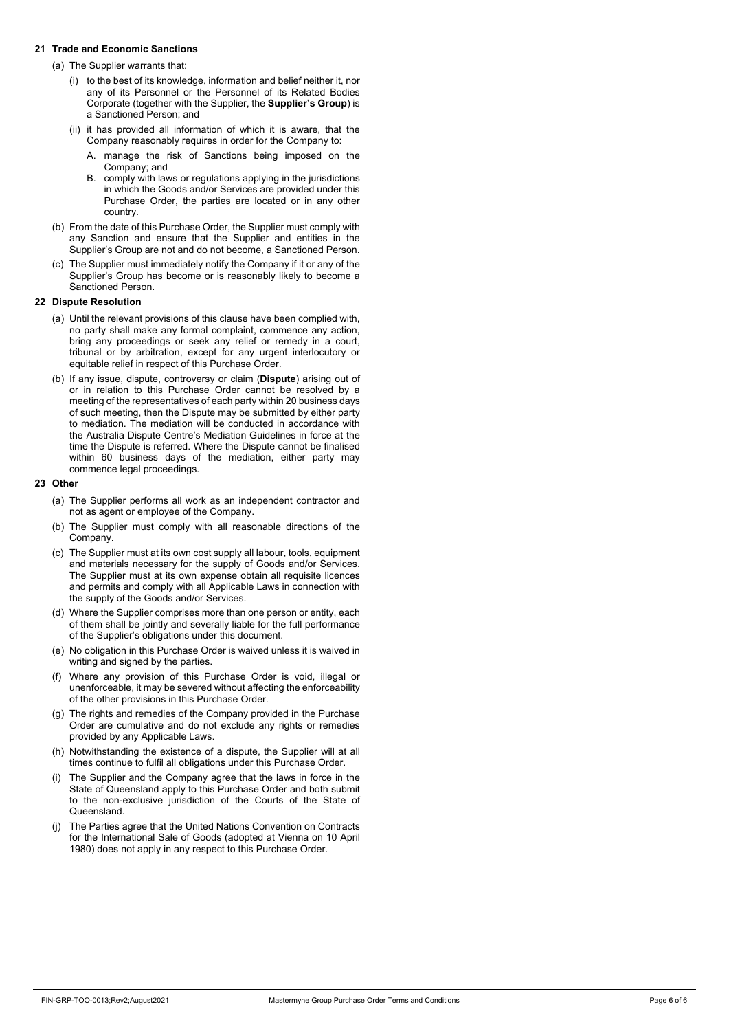## 21 Trade and Economic Sanctions

(a) The Supplier warrants that:

(i) to the best of its knowledge, information and belief neither it, nor any of its Personnel or the Personnel of its Related Bodies Corporate (together with the Supplier, the **Supplier's Group**) is a Sanctioned Person; and

(ii) it has provided all information of which it is aware, that the Company reasonably requires in order for the Company to:

A. manage the risk of Sanctions being imposed on the Company; and

B. comply with laws or regulations applying in the jurisdictions in which the Goods and/or Services are provided under this Purchase Order, the parties are located or in any other country.

(b) From the date of this Purchase Order, the Supplier must comply with any Sanction and ensure that the Supplier and entities in the Supplier's Group are not and do not become, a Sanctioned Person.

(c) The Supplier must immediately notify the Company if it or any of the Supplier's Group has become or is reasonably likely to become a Sanctioned Person.

## 22 Dispute Resolution

(a) Until the relevant provisions of this clause have been complied with, no party shall make any formal complaint, commence any action, bring any proceedings or seek any relief or remedy in a court, tribunal or by arbitration, except for any urgent interlocutory or equitable relief in respect of this Purchase Order.

(b) If any issue, dispute, controversy or claim (**Dispute**) arising out of or in relation to this Purchase Order cannot be resolved by a meeting of the representatives of each party within 20 business days of such meeting, then the Dispute may be submitted by either party to mediation. The mediation will be conducted in accordance with the Australia Dispute Centre's Mediation Guidelines in force at the time the Dispute is referred. Where the Dispute cannot be finalised within 60 business days of the mediation, either party may commence legal proceedings.

## 23 Other

(a) The Supplier performs all work as an independent contractor and not as agent or employee of the Company.

(b) The Supplier must comply with all reasonable directions of the Company.

(c) The Supplier must at its own cost supply all labour, tools, equipment and materials necessary for the supply of Goods and/or Services. The Supplier must at its own expense obtain all requisite licences and permits and comply with all Applicable Laws in connection with the supply of the Goods and/or Services.

(d) Where the Supplier comprises more than one person or entity, each of them shall be jointly and severally liable for the full performance of the Supplier's obligations under this document.

(e) No obligation in this Purchase Order is waived unless it is waived in writing and signed by the parties.

(f) Where any provision of this Purchase Order is void, illegal or unenforceable, it may be severed without affecting the enforceability of the other provisions in this Purchase Order.

(g) The rights and remedies of the Company provided in the Purchase Order are cumulative and do not exclude any rights or remedies provided by any Applicable Laws.

(h) Notwithstanding the existence of a dispute, the Supplier will at all times continue to fulfil all obligations under this Purchase Order.

(i) The Supplier and the Company agree that the laws in force in the State of Queensland apply to this Purchase Order and both submit to the non-exclusive jurisdiction of the Courts of the State of Queensland.

(j) The Parties agree that the United Nations Convention on Contracts for the International Sale of Goods (adopted at Vienna on 10 April 1980) does not apply in any respect to this Purchase Order.